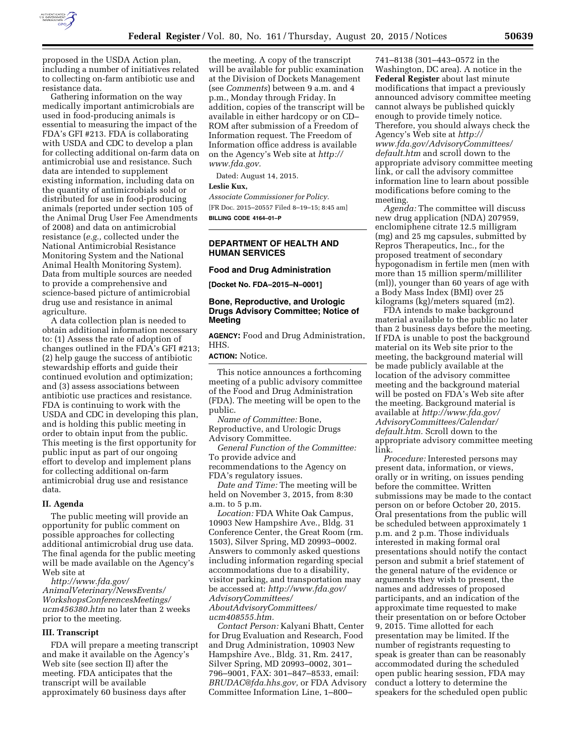proposed in the USDA Action plan, including a number of initiatives related to collecting on-farm antibiotic use and resistance data.

Gathering information on the way medically important antimicrobials are used in food-producing animals is essential to measuring the impact of the FDA's GFI #213. FDA is collaborating with USDA and CDC to develop a plan for collecting additional on-farm data on antimicrobial use and resistance. Such data are intended to supplement existing information, including data on the quantity of antimicrobials sold or distributed for use in food-producing animals (reported under section 105 of the Animal Drug User Fee Amendments of 2008) and data on antimicrobial resistance (*e.g.,* collected under the National Antimicrobial Resistance Monitoring System and the National Animal Health Monitoring System). Data from multiple sources are needed to provide a comprehensive and science-based picture of antimicrobial drug use and resistance in animal agriculture.

A data collection plan is needed to obtain additional information necessary to: (1) Assess the rate of adoption of changes outlined in the FDA's GFI #213; (2) help gauge the success of antibiotic stewardship efforts and guide their continued evolution and optimization; and (3) assess associations between antibiotic use practices and resistance. FDA is continuing to work with the USDA and CDC in developing this plan, and is holding this public meeting in order to obtain input from the public. This meeting is the first opportunity for public input as part of our ongoing effort to develop and implement plans for collecting additional on-farm antimicrobial drug use and resistance data.

## II. Agenda

The public meeting will provide an opportunity for public comment on possible approaches for collecting additional antimicrobial drug use data. The final agenda for the public meeting will be made available on the Agency's Web site at *http://www.fda.gov/AnimalVeterinary/NewsEvents/WorkshopsConferencesMeetings/ucm456380.htm* no later than 2 weeks prior to the meeting.

## III. Transcript

FDA will prepare a meeting transcript and make it available on the Agency's Web site (see section II) after the meeting. FDA anticipates that the transcript will be available approximately 60 business days after the meeting. A copy of the transcript will be available for public examination at the Division of Dockets Management (see *Comments*) between 9 a.m. and 4 p.m., Monday through Friday. In addition, copies of the transcript will be available in either hardcopy or on CD–ROM after submission of a Freedom of Information request. The Freedom of Information office address is available on the Agency's Web site at *http://www.fda.gov.*

Dated: August 14, 2015.

**Leslie Kux,**

*Associate Commissioner for Policy.*

[FR Doc. 2015–20557 Filed 8–19–15; 8:45 am]

**BILLING CODE 4164–01–P**

---

**DEPARTMENT OF HEALTH AND HUMAN SERVICES**

**Food and Drug Administration**

**[Docket No. FDA–2015–N–0001]**

## Bone, Reproductive, and Urologic Drugs Advisory Committee; Notice of Meeting

**AGENCY:** Food and Drug Administration, HHS.

**ACTION:** Notice.

This notice announces a forthcoming meeting of a public advisory committee of the Food and Drug Administration (FDA). The meeting will be open to the public.

*Name of Committee:* Bone, Reproductive, and Urologic Drugs Advisory Committee.

*General Function of the Committee:* To provide advice and recommendations to the Agency on FDA's regulatory issues.

*Date and Time:* The meeting will be held on November 3, 2015, from 8:30 a.m. to 5 p.m.

*Location:* FDA White Oak Campus, 10903 New Hampshire Ave., Bldg. 31 Conference Center, the Great Room (rm. 1503), Silver Spring, MD 20993–0002. Answers to commonly asked questions including information regarding special accommodations due to a disability, visitor parking, and transportation may be accessed at: *http://www.fda.gov/AdvisoryCommittees/AboutAdvisoryCommittees/ucm408555.htm.*

*Contact Person:* Kalyani Bhatt, Center for Drug Evaluation and Research, Food and Drug Administration, 10903 New Hampshire Ave., Bldg. 31, Rm. 2417, Silver Spring, MD 20993–0002, 301–796–9001, FAX: 301–847–8533, email: *BRUDAC@fda.hhs.gov,* or FDA Advisory Committee Information Line, 1–800–741–8138 (301–443–0572 in the Washington, DC area). A notice in the **Federal Register** about last minute modifications that impact a previously announced advisory committee meeting cannot always be published quickly enough to provide timely notice. Therefore, you should always check the Agency's Web site at *http://www.fda.gov/AdvisoryCommittees/default.htm* and scroll down to the appropriate advisory committee meeting link, or call the advisory committee information line to learn about possible modifications before coming to the meeting.

*Agenda:* The committee will discuss new drug application (NDA) 207959, enclomiphene citrate 12.5 milligram (mg) and 25 mg capsules, submitted by Repros Therapeutics, Inc., for the proposed treatment of secondary hypogonadism in fertile men (men with more than 15 million sperm/milliliter (ml)), younger than 60 years of age with a Body Mass Index (BMI) over 25 kilograms (kg)/meters squared (m2).

FDA intends to make background material available to the public no later than 2 business days before the meeting. If FDA is unable to post the background material on its Web site prior to the meeting, the background material will be made publicly available at the location of the advisory committee meeting and the background material will be posted on FDA's Web site after the meeting. Background material is available at *http://www.fda.gov/AdvisoryCommittees/Calendar/default.htm.* Scroll down to the appropriate advisory committee meeting link.

*Procedure:* Interested persons may present data, information, or views, orally or in writing, on issues pending before the committee. Written submissions may be made to the contact person on or before October 20, 2015. Oral presentations from the public will be scheduled between approximately 1 p.m. and 2 p.m. Those individuals interested in making formal oral presentations should notify the contact person and submit a brief statement of the general nature of the evidence or arguments they wish to present, the names and addresses of proposed participants, and an indication of the approximate time requested to make their presentation on or before October 9, 2015. Time allotted for each presentation may be limited. If the number of registrants requesting to speak is greater than can be reasonably accommodated during the scheduled open public hearing session, FDA may conduct a lottery to determine the speakers for the scheduled open public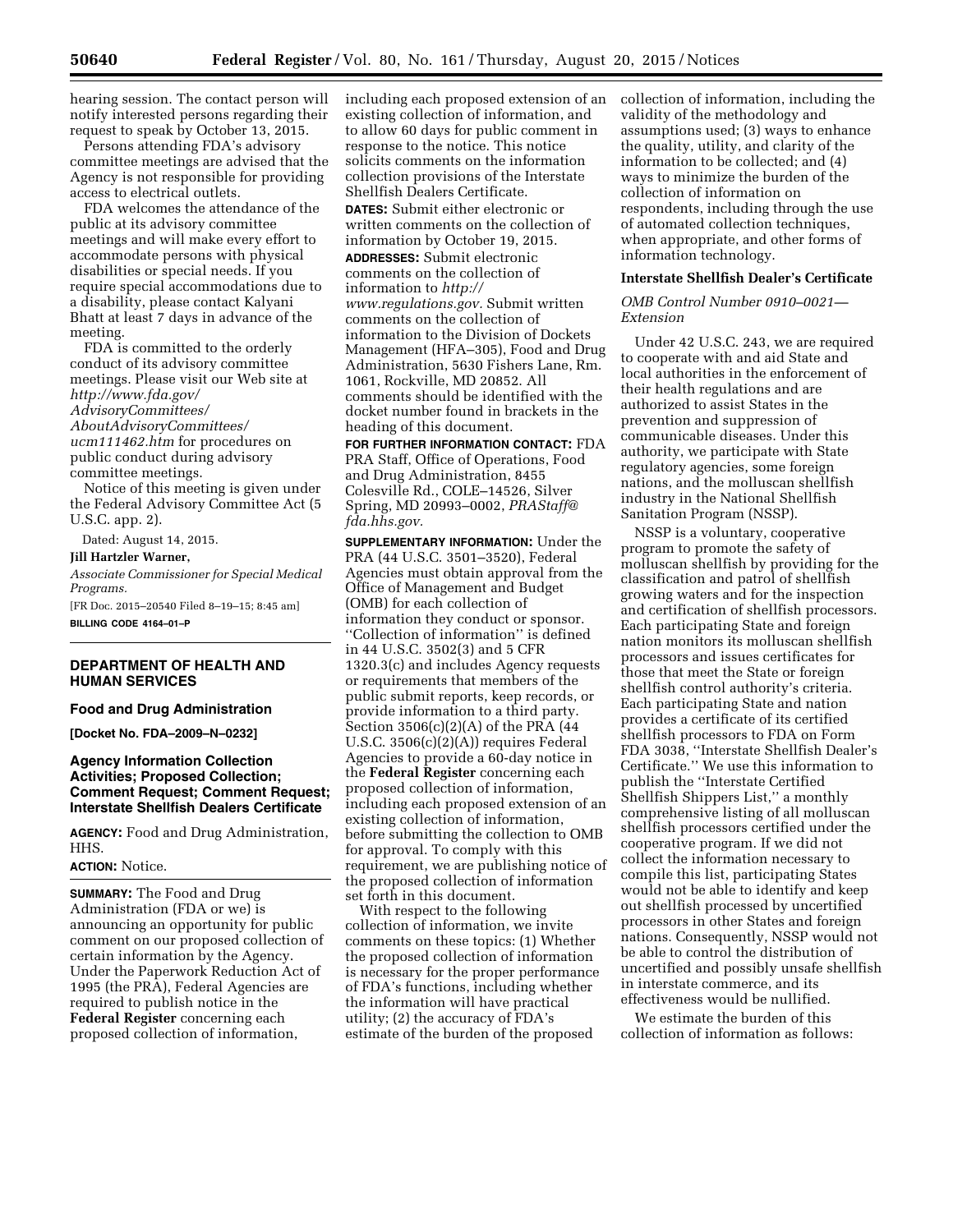hearing session. The contact person will notify interested persons regarding their request to speak by October 13, 2015.

Persons attending FDA's advisory committee meetings are advised that the Agency is not responsible for providing access to electrical outlets.

FDA welcomes the attendance of the public at its advisory committee meetings and will make every effort to accommodate persons with physical disabilities or special needs. If you require special accommodations due to a disability, please contact Kalyani Bhatt at least 7 days in advance of the meeting.

FDA is committed to the orderly conduct of its advisory committee meetings. Please visit our Web site at *http://www.fda.gov/AdvisoryCommittees/AboutAdvisoryCommittees/ucm111462.htm* for procedures on public conduct during advisory committee meetings.

Notice of this meeting is given under the Federal Advisory Committee Act (5 U.S.C. app. 2).

Dated: August 14, 2015.

**Jill Hartzler Warner,**

*Associate Commissioner for Special Medical Programs.*

[FR Doc. 2015–20540 Filed 8–19–15; 8:45 am]

**BILLING CODE 4164–01–P**

## DEPARTMENT OF HEALTH AND HUMAN SERVICES

### Food and Drug Administration

**[Docket No. FDA–2009–N–0232]**

### Agency Information Collection Activities; Proposed Collection; Comment Request; Comment Request; Interstate Shellfish Dealers Certificate

**AGENCY:** Food and Drug Administration, HHS.

**ACTION:** Notice.

**SUMMARY:** The Food and Drug Administration (FDA or we) is announcing an opportunity for public comment on our proposed collection of certain information by the Agency. Under the Paperwork Reduction Act of 1995 (the PRA), Federal Agencies are required to publish notice in the **Federal Register** concerning each proposed collection of information, including each proposed extension of an existing collection of information, and to allow 60 days for public comment in response to the notice. This notice solicits comments on the information collection provisions of the Interstate Shellfish Dealers Certificate.

**DATES:** Submit either electronic or written comments on the collection of information by October 19, 2015.

**ADDRESSES:** Submit electronic comments on the collection of information to *http://www.regulations.gov.* Submit written comments on the collection of information to the Division of Dockets Management (HFA–305), Food and Drug Administration, 5630 Fishers Lane, Rm. 1061, Rockville, MD 20852. All comments should be identified with the docket number found in brackets in the heading of this document.

**FOR FURTHER INFORMATION CONTACT:** FDA PRA Staff, Office of Operations, Food and Drug Administration, 8455 Colesville Rd., COLE–14526, Silver Spring, MD 20993–0002, *PRAStaff@fda.hhs.gov.*

**SUPPLEMENTARY INFORMATION:** Under the PRA (44 U.S.C. 3501–3520), Federal Agencies must obtain approval from the Office of Management and Budget (OMB) for each collection of information they conduct or sponsor. "Collection of information" is defined in 44 U.S.C. 3502(3) and 5 CFR 1320.3(c) and includes Agency requests or requirements that members of the public submit reports, keep records, or provide information to a third party. Section 3506(c)(2)(A) of the PRA (44 U.S.C. 3506(c)(2)(A)) requires Federal Agencies to provide a 60-day notice in the **Federal Register** concerning each proposed collection of information, including each proposed extension of an existing collection of information, before submitting the collection to OMB for approval. To comply with this requirement, we are publishing notice of the proposed collection of information set forth in this document.

With respect to the following collection of information, we invite comments on these topics: (1) Whether the proposed collection of information is necessary for the proper performance of FDA's functions, including whether the information will have practical utility; (2) the accuracy of FDA's estimate of the burden of the proposed collection of information, including the validity of the methodology and assumptions used; (3) ways to enhance the quality, utility, and clarity of the information to be collected; and (4) ways to minimize the burden of the collection of information on respondents, including through the use of automated collection techniques, when appropriate, and other forms of information technology.

### Interstate Shellfish Dealer's Certificate

*OMB Control Number 0910–0021—Extension*

Under 42 U.S.C. 243, we are required to cooperate with and aid State and local authorities in the enforcement of their health regulations and are authorized to assist States in the prevention and suppression of communicable diseases. Under this authority, we participate with State regulatory agencies, some foreign nations, and the molluscan shellfish industry in the National Shellfish Sanitation Program (NSSP).

NSSP is a voluntary, cooperative program to promote the safety of molluscan shellfish by providing for the classification and patrol of shellfish growing waters and for the inspection and certification of shellfish processors. Each participating State and foreign nation monitors its molluscan shellfish processors and issues certificates for those that meet the State or foreign shellfish control authority's criteria. Each participating State and nation provides a certificate of its certified shellfish processors to FDA on Form FDA 3038, "Interstate Shellfish Dealer's Certificate." We use this information to publish the "Interstate Certified Shellfish Shippers List," a monthly comprehensive listing of all molluscan shellfish processors certified under the cooperative program. If we did not collect the information necessary to compile this list, participating States would not be able to identify and keep out shellfish processed by uncertified processors in other States and foreign nations. Consequently, NSSP would not be able to control the distribution of uncertified and possibly unsafe shellfish in interstate commerce, and its effectiveness would be nullified.

We estimate the burden of this collection of information as follows: